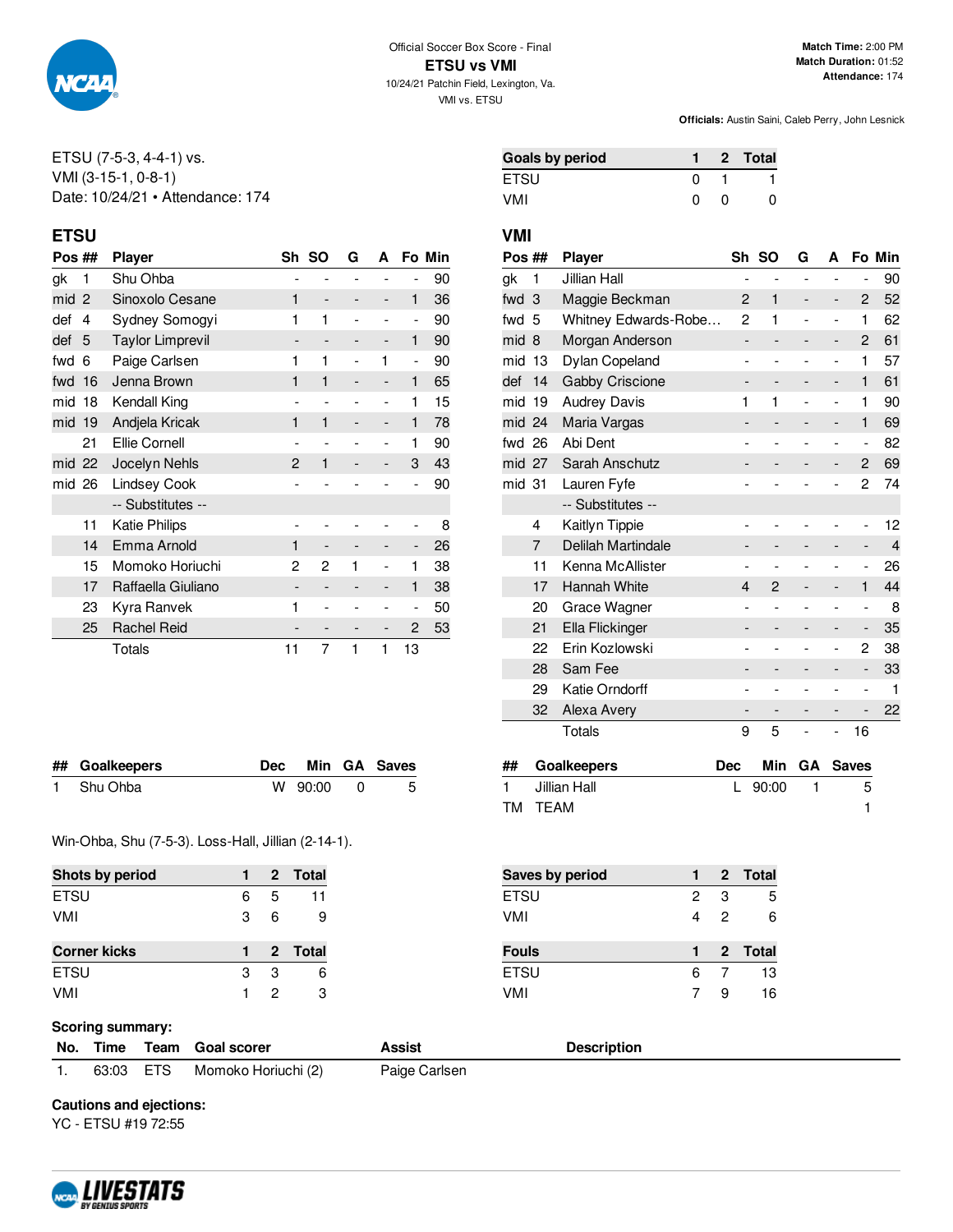Official Soccer Box Score - Final

# ETSU vs VMI

10/24/21 Patchin Field, Lexington, Va.

VMI vs. ETSU

**Match Time:** 2:00 PM
**Match Duration:** 01:52
**Attendance:** 174

**Officials:** Austin Saini, Caleb Perry, John Lesnick

ETSU (7-5-3, 4-4-1) vs.
VMI (3-15-1, 0-8-1)
Date: 10/24/21 • Attendance: 174

| Goals by period | 1 | 2 | Total |
|---|---|---|---|
| ETSU | 0 | 1 | 1 |
| VMI | 0 | 0 | 0 |

## ETSU

| Pos | ## | Player | Sh | SO | G | A | Fo | Min |
|---|---|---|---|---|---|---|---|---|
| gk | 1 | Shu Ohba | - | - | - | - | - | 90 |
| mid | 2 | Sinoxolo Cesane | 1 | - | - | - | 1 | 36 |
| def | 4 | Sydney Somogyi | 1 | 1 | - | - | - | 90 |
| def | 5 | Taylor Limprevil | - | - | - | - | 1 | 90 |
| fwd | 6 | Paige Carlsen | 1 | 1 | - | 1 | - | 90 |
| fwd | 16 | Jenna Brown | 1 | 1 | - | - | 1 | 65 |
| mid | 18 | Kendall King | - | - | - | - | 1 | 15 |
| mid | 19 | Andjela Krickak | 1 | 1 | - | - | 1 | 78 |
| | 21 | Ellie Cornell | - | - | - | - | 1 | 90 |
| mid | 22 | Jocelyn Nehls | 2 | 1 | - | - | 3 | 43 |
| mid | 26 | Lindsey Cook | - | - | - | - | - | 90 |
| | | -- Substitutes -- | | | | | | |
| | 11 | Katie Philips | - | - | - | - | - | 8 |
| | 14 | Emma Arnold | 1 | - | - | - | - | 26 |
| | 15 | Momoko Horiuchi | 2 | 2 | 1 | - | 1 | 38 |
| | 17 | Raffaella Giuliano | - | - | - | - | 1 | 38 |
| | 23 | Kyra Ranvek | 1 | - | - | - | - | 50 |
| | 25 | Rachel Reid | - | - | - | - | 2 | 53 |
| | | Totals | 11 | 7 | 1 | 1 | 13 | |

## VMI

| Pos | ## | Player | Sh | SO | G | A | Fo | Min |
|---|---|---|---|---|---|---|---|---|
| gk | 1 | Jillian Hall | - | - | - | - | - | 90 |
| fwd | 3 | Maggie Beckman | 2 | 1 | - | - | 2 | 52 |
| fwd | 5 | Whitney Edwards-Robe… | 2 | 1 | - | - | 1 | 62 |
| mid | 8 | Morgan Anderson | - | - | - | - | 2 | 61 |
| mid | 13 | Dylan Copeland | - | - | - | - | 1 | 57 |
| def | 14 | Gabby Criscione | - | - | - | - | 1 | 61 |
| mid | 19 | Audrey Davis | 1 | 1 | - | - | 1 | 90 |
| mid | 24 | Maria Vargas | - | - | - | - | 1 | 69 |
| fwd | 26 | Abi Dent | - | - | - | - | - | 82 |
| mid | 27 | Sarah Anschutz | - | - | - | - | 2 | 69 |
| mid | 31 | Lauren Fyfe | - | - | - | - | 2 | 74 |
| | | -- Substitutes -- | | | | | | |
| | 4 | Kaitlyn Tippie | - | - | - | - | - | 12 |
| | 7 | Delilah Martindale | - | - | - | - | - | 4 |
| | 11 | Kenna McAllister | - | - | - | - | - | 26 |
| | 17 | Hannah White | 4 | 2 | - | - | 1 | 44 |
| | 20 | Grace Wagner | - | - | - | - | - | 8 |
| | 21 | Ella Flickinger | - | - | - | - | - | 35 |
| | 22 | Erin Kozlowski | - | - | - | - | 2 | 38 |
| | 28 | Sam Fee | - | - | - | - | - | 33 |
| | 29 | Katie Orndorff | - | - | - | - | - | 1 |
| | 32 | Alexa Avery | - | - | - | - | - | 22 |
| | | Totals | 9 | 5 | - | - | 16 | |

| ## | Goalkeepers | Dec | Min | GA | Saves |
|---|---|---|---|---|---|
| 1 | Shu Ohba | W | 90:00 | 0 | 5 |

| ## | Goalkeepers | Dec | Min | GA | Saves |
|---|---|---|---|---|---|
| 1 | Jillian Hall | L | 90:00 | 1 | 5 |
| TM | TEAM | | | | 1 |

Win-Ohba, Shu (7-5-3). Loss-Hall, Jillian (2-14-1).

| Shots by period | 1 | 2 | Total |
|---|---|---|---|
| ETSU | 6 | 5 | 11 |
| VMI | 3 | 6 | 9 |

| Saves by period | 1 | 2 | Total |
|---|---|---|---|
| ETSU | 2 | 3 | 5 |
| VMI | 4 | 2 | 6 |

| Corner kicks | 1 | 2 | Total |
|---|---|---|---|
| ETSU | 3 | 3 | 6 |
| VMI | 1 | 2 | 3 |

| Fouls | 1 | 2 | Total |
|---|---|---|---|
| ETSU | 6 | 7 | 13 |
| VMI | 7 | 9 | 16 |

**Scoring summary:**

| No. | Time | Team | Goal scorer | Assist | Description |
|---|---|---|---|---|---|
| 1. | 63:03 | ETS | Momoko Horiuchi (2) | Paige Carlsen | |

**Cautions and ejections:**
YC - ETSU #19 72:55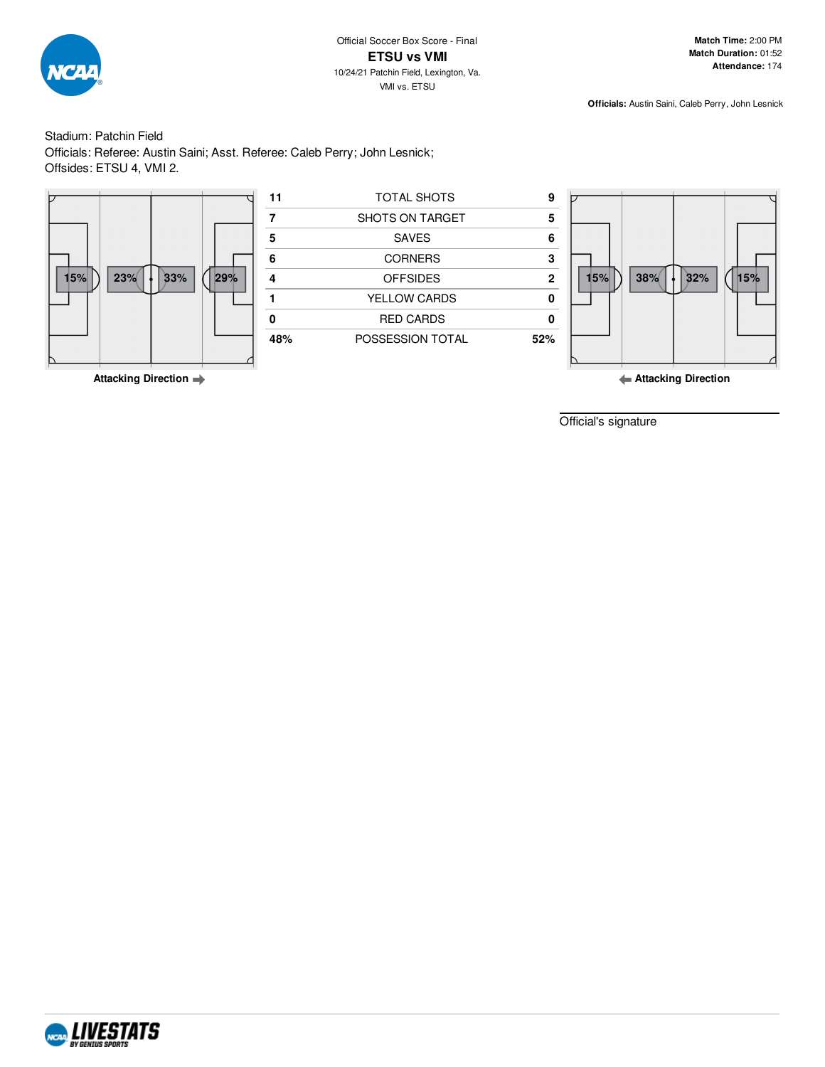Official Soccer Box Score - Final

# ETSU vs VMI

10/24/21 Patchin Field, Lexington, Va.

VMI vs. ETSU

**Match Time:** 2:00 PM
**Match Duration:** 01:52
**Attendance:** 174

**Officials:** Austin Saini, Caleb Perry, John Lesnick

Stadium: Patchin Field
Officials: Referee: Austin Saini; Asst. Referee: Caleb Perry; John Lesnick;
Offsides: ETSU 4, VMI 2.

ETSU field zones (Attacking Direction →): 15% | 23% | 33% | 29%

| ETSU | | VMI |
|---|---|---|
| 11 | TOTAL SHOTS | 9 |
| 7 | SHOTS ON TARGET | 5 |
| 5 | SAVES | 6 |
| 6 | CORNERS | 3 |
| 4 | OFFSIDES | 2 |
| 1 | YELLOW CARDS | 0 |
| 0 | RED CARDS | 0 |
| 48% | POSSESSION TOTAL | 52% |

VMI field zones (← Attacking Direction): 15% | 38% | 32% | 15%

Official's signature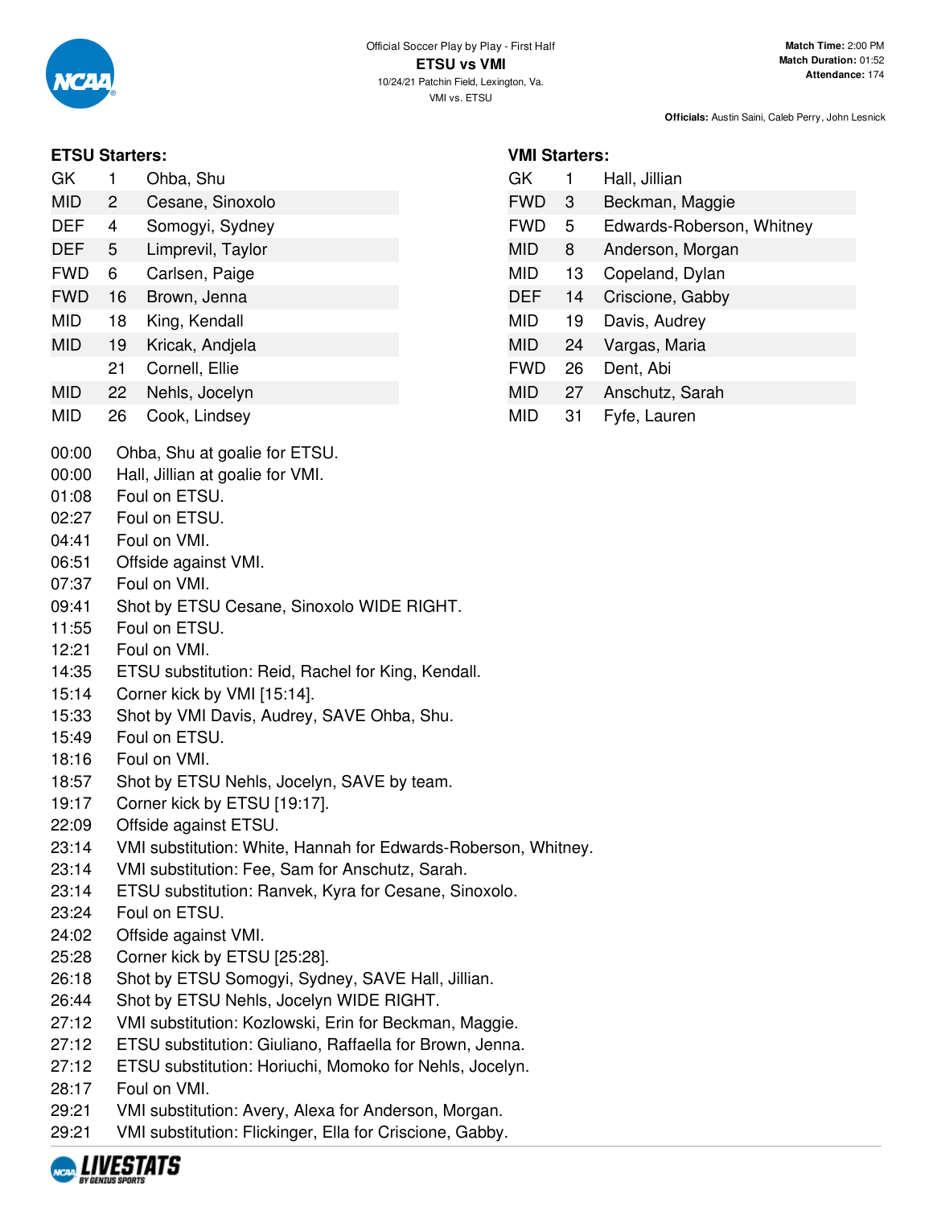Official Soccer Play by Play - First Half

**ETSU vs VMI**

10/24/21 Patchin Field, Lexington, Va.

VMI vs. ETSU

**Match Time:** 2:00 PM
**Match Duration:** 01:52
**Attendance:** 174

**Officials:** Austin Saini, Caleb Perry, John Lesnick

### ETSU Starters:

| | | |
|---|---|---|
| GK | 1 | Ohba, Shu |
| MID | 2 | Cesane, Sinoxolo |
| DEF | 4 | Somogyi, Sydney |
| DEF | 5 | Limprevil, Taylor |
| FWD | 6 | Carlsen, Paige |
| FWD | 16 | Brown, Jenna |
| MID | 18 | King, Kendall |
| MID | 19 | Kricak, Andjela |
| | 21 | Cornell, Ellie |
| MID | 22 | Nehls, Jocelyn |
| MID | 26 | Cook, Lindsey |

### VMI Starters:

| | | |
|---|---|---|
| GK | 1 | Hall, Jillian |
| FWD | 3 | Beckman, Maggie |
| FWD | 5 | Edwards-Roberson, Whitney |
| MID | 8 | Anderson, Morgan |
| MID | 13 | Copeland, Dylan |
| DEF | 14 | Criscione, Gabby |
| MID | 19 | Davis, Audrey |
| MID | 24 | Vargas, Maria |
| FWD | 26 | Dent, Abi |
| MID | 27 | Anschutz, Sarah |
| MID | 31 | Fyfe, Lauren |

| | |
|---|---|
| 00:00 | Ohba, Shu at goalie for ETSU. |
| 00:00 | Hall, Jillian at goalie for VMI. |
| 01:08 | Foul on ETSU. |
| 02:27 | Foul on ETSU. |
| 04:41 | Foul on VMI. |
| 06:51 | Offside against VMI. |
| 07:37 | Foul on VMI. |
| 09:41 | Shot by ETSU Cesane, Sinoxolo WIDE RIGHT. |
| 11:55 | Foul on ETSU. |
| 12:21 | Foul on VMI. |
| 14:35 | ETSU substitution: Reid, Rachel for King, Kendall. |
| 15:14 | Corner kick by VMI [15:14]. |
| 15:33 | Shot by VMI Davis, Audrey, SAVE Ohba, Shu. |
| 15:49 | Foul on ETSU. |
| 18:16 | Foul on VMI. |
| 18:57 | Shot by ETSU Nehls, Jocelyn, SAVE by team. |
| 19:17 | Corner kick by ETSU [19:17]. |
| 22:09 | Offside against ETSU. |
| 23:14 | VMI substitution: White, Hannah for Edwards-Roberson, Whitney. |
| 23:14 | VMI substitution: Fee, Sam for Anschutz, Sarah. |
| 23:14 | ETSU substitution: Ranvek, Kyra for Cesane, Sinoxolo. |
| 23:24 | Foul on ETSU. |
| 24:02 | Offside against VMI. |
| 25:28 | Corner kick by ETSU [25:28]. |
| 26:18 | Shot by ETSU Somogyi, Sydney, SAVE Hall, Jillian. |
| 26:44 | Shot by ETSU Nehls, Jocelyn WIDE RIGHT. |
| 27:12 | VMI substitution: Kozlowski, Erin for Beckman, Maggie. |
| 27:12 | ETSU substitution: Giuliano, Raffaella for Brown, Jenna. |
| 27:12 | ETSU substitution: Horiuchi, Momoko for Nehls, Jocelyn. |
| 28:17 | Foul on VMI. |
| 29:21 | VMI substitution: Avery, Alexa for Anderson, Morgan. |
| 29:21 | VMI substitution: Flickinger, Ella for Criscione, Gabby. |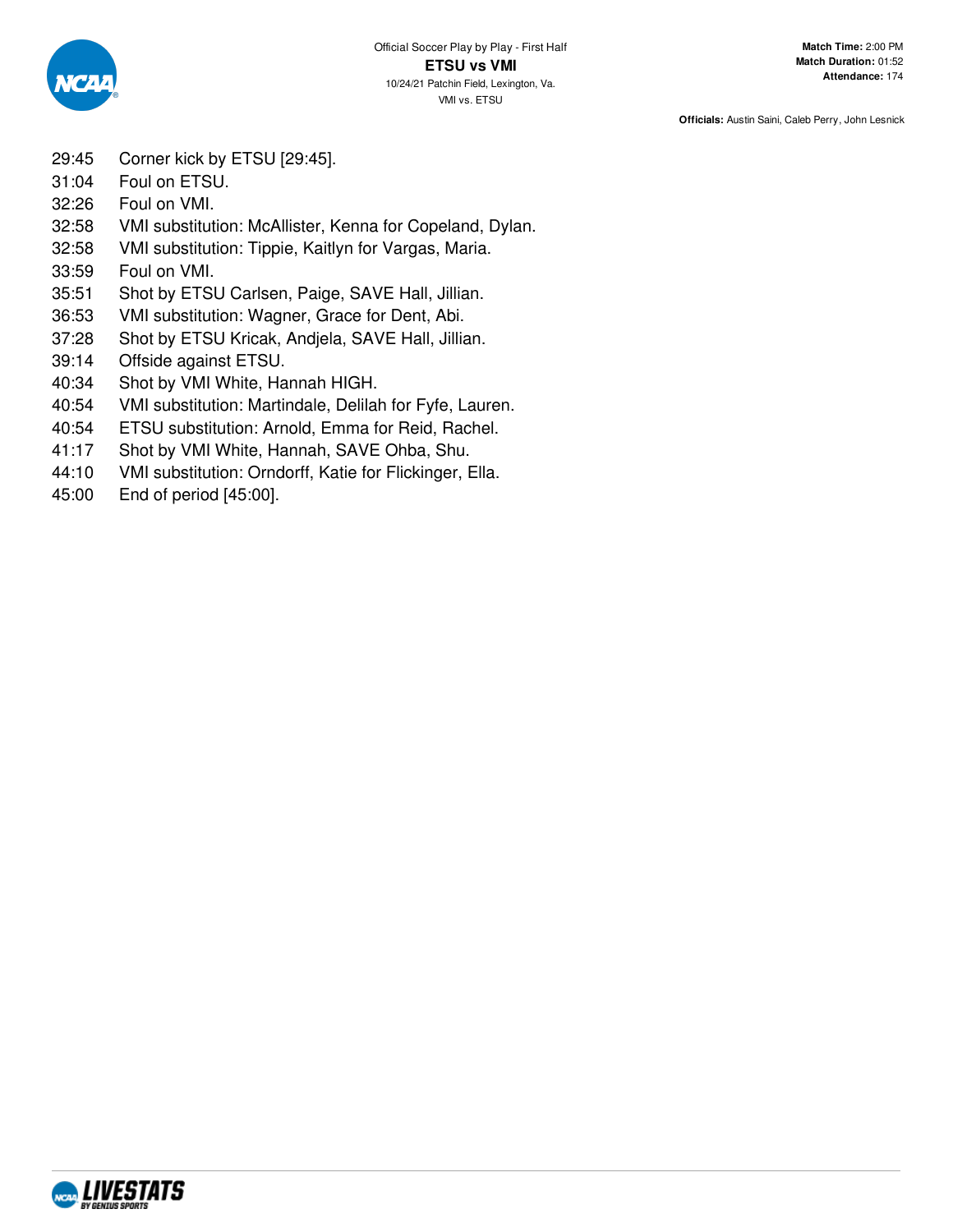Official Soccer Play by Play - First Half

**ETSU vs VMI**

10/24/21 Patchin Field, Lexington, Va.

VMI vs. ETSU

**Match Time:** 2:00 PM
**Match Duration:** 01:52
**Attendance:** 174

**Officials:** Austin Saini, Caleb Perry, John Lesnick

| | |
|---|---|
| 29:45 | Corner kick by ETSU [29:45]. |
| 31:04 | Foul on ETSU. |
| 32:26 | Foul on VMI. |
| 32:58 | VMI substitution: McAllister, Kenna for Copeland, Dylan. |
| 32:58 | VMI substitution: Tippie, Kaitlyn for Vargas, Maria. |
| 33:59 | Foul on VMI. |
| 35:51 | Shot by ETSU Carlsen, Paige, SAVE Hall, Jillian. |
| 36:53 | VMI substitution: Wagner, Grace for Dent, Abi. |
| 37:28 | Shot by ETSU Kricak, Andjela, SAVE Hall, Jillian. |
| 39:14 | Offside against ETSU. |
| 40:34 | Shot by VMI White, Hannah HIGH. |
| 40:54 | VMI substitution: Martindale, Delilah for Fyfe, Lauren. |
| 40:54 | ETSU substitution: Arnold, Emma for Reid, Rachel. |
| 41:17 | Shot by VMI White, Hannah, SAVE Ohba, Shu. |
| 44:10 | VMI substitution: Orndorff, Katie for Flickinger, Ella. |
| 45:00 | End of period [45:00]. |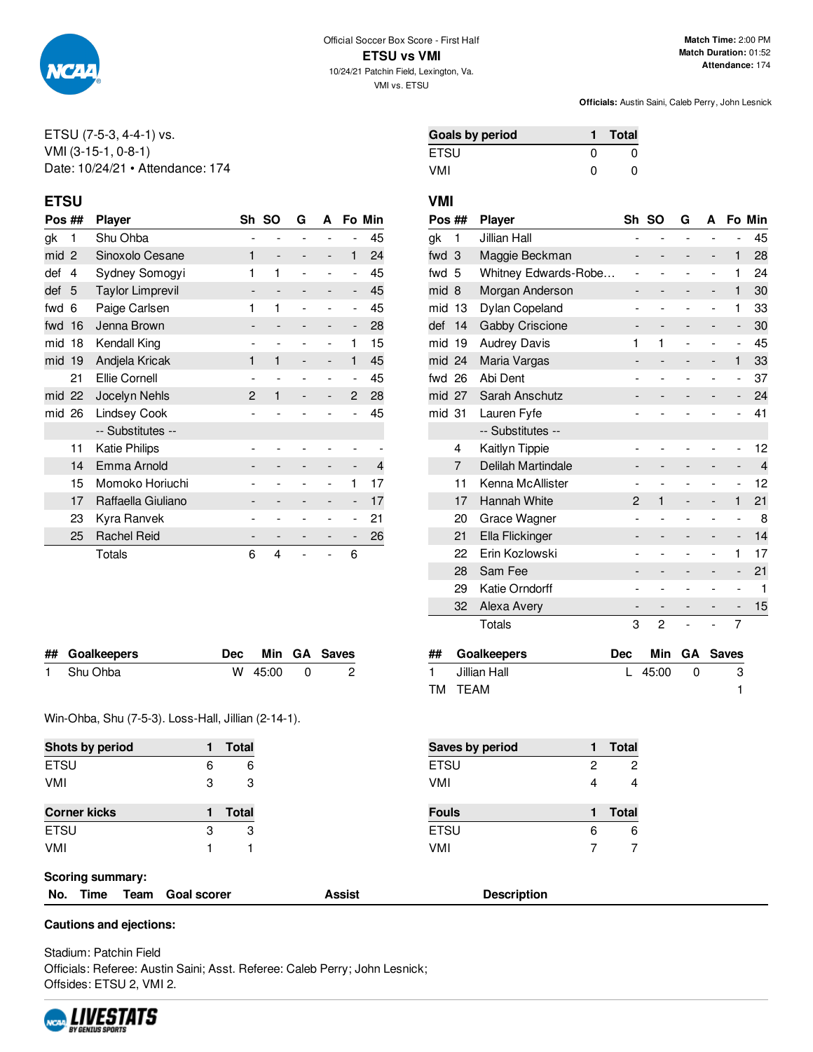Official Soccer Box Score - First Half

**ETSU vs VMI**

10/24/21 Patchin Field, Lexington, Va.

VMI vs. ETSU

**Match Time:** 2:00 PM
**Match Duration:** 01:52
**Attendance:** 174

**Officials:** Austin Saini, Caleb Perry, John Lesnick

ETSU (7-5-3, 4-4-1) vs.
VMI (3-15-1, 0-8-1)
Date: 10/24/21 • Attendance: 174

| Goals by period | 1 | Total |
|---|---|---|
| ETSU | 0 | 0 |
| VMI | 0 | 0 |

## ETSU

| Pos | ## | Player | Sh | SO | G | A | Fo | Min |
|---|---|---|---|---|---|---|---|---|
| gk | 1 | Shu Ohba | - | - | - | - | - | 45 |
| mid | 2 | Sinoxolo Cesane | 1 | - | - | - | 1 | 24 |
| def | 4 | Sydney Somogyi | 1 | 1 | - | - | - | 45 |
| def | 5 | Taylor Limprevil | - | - | - | - | - | 45 |
| fwd | 6 | Paige Carlsen | 1 | 1 | - | - | - | 45 |
| fwd | 16 | Jenna Brown | - | - | - | - | - | 28 |
| mid | 18 | Kendall King | - | - | - | - | 1 | 15 |
| mid | 19 | Andjela Krickak | 1 | 1 | - | - | 1 | 45 |
| | 21 | Ellie Cornell | - | - | - | - | - | 45 |
| mid | 22 | Jocelyn Nehls | 2 | 1 | - | - | 2 | 28 |
| mid | 26 | Lindsey Cook | - | - | - | - | - | 45 |
| | | -- Substitutes -- | | | | | | |
| | 11 | Katie Philips | - | - | - | - | - | - |
| | 14 | Emma Arnold | - | - | - | - | - | 4 |
| | 15 | Momoko Horiuchi | - | - | - | - | 1 | 17 |
| | 17 | Raffaella Giuliano | - | - | - | - | - | 17 |
| | 23 | Kyra Ranvek | - | - | - | - | - | 21 |
| | 25 | Rachel Reid | - | - | - | - | - | 26 |
| | | Totals | 6 | 4 | - | - | 6 | |

## VMI

| Pos | ## | Player | Sh | SO | G | A | Fo | Min |
|---|---|---|---|---|---|---|---|---|
| gk | 1 | Jillian Hall | - | - | - | - | - | 45 |
| fwd | 3 | Maggie Beckman | - | - | - | - | 1 | 28 |
| fwd | 5 | Whitney Edwards-Robe… | - | - | - | - | 1 | 24 |
| mid | 8 | Morgan Anderson | - | - | - | - | 1 | 30 |
| mid | 13 | Dylan Copeland | - | - | - | - | 1 | 33 |
| def | 14 | Gabby Criscione | - | - | - | - | - | 30 |
| mid | 19 | Audrey Davis | 1 | 1 | - | - | - | 45 |
| mid | 24 | Maria Vargas | - | - | - | - | 1 | 33 |
| fwd | 26 | Abi Dent | - | - | - | - | - | 37 |
| mid | 27 | Sarah Anschutz | - | - | - | - | - | 24 |
| mid | 31 | Lauren Fyfe | - | - | - | - | - | 41 |
| | | -- Substitutes -- | | | | | | |
| | 4 | Kaitlyn Tippie | - | - | - | - | - | 12 |
| | 7 | Delilah Martindale | - | - | - | - | - | 4 |
| | 11 | Kenna McAllister | - | - | - | - | - | 12 |
| | 17 | Hannah White | 2 | 1 | - | - | 1 | 21 |
| | 20 | Grace Wagner | - | - | - | - | - | 8 |
| | 21 | Ella Flickinger | - | - | - | - | - | 14 |
| | 22 | Erin Kozlowski | - | - | - | - | 1 | 17 |
| | 28 | Sam Fee | - | - | - | - | - | 21 |
| | 29 | Katie Orndorff | - | - | - | - | - | 1 |
| | 32 | Alexa Avery | - | - | - | - | - | 15 |
| | | Totals | 3 | 2 | - | - | 7 | |

| ## | Goalkeepers | Dec | Min | GA | Saves |
|---|---|---|---|---|---|
| 1 | Shu Ohba | W | 45:00 | 0 | 2 |

| ## | Goalkeepers | Dec | Min | GA | Saves |
|---|---|---|---|---|---|
| 1 | Jillian Hall | L | 45:00 | 0 | 3 |
| TM | TEAM | | | | 1 |

Win-Ohba, Shu (7-5-3). Loss-Hall, Jillian (2-14-1).

| Shots by period | 1 | Total |
|---|---|---|
| ETSU | 6 | 6 |
| VMI | 3 | 3 |

| Saves by period | 1 | Total |
|---|---|---|
| ETSU | 2 | 2 |
| VMI | 4 | 4 |

| Corner kicks | 1 | Total |
|---|---|---|
| ETSU | 3 | 3 |
| VMI | 1 | 1 |

| Fouls | 1 | Total |
|---|---|---|
| ETSU | 6 | 6 |
| VMI | 7 | 7 |

**Scoring summary:**

| No. | Time | Team | Goal scorer | Assist | Description |
|---|---|---|---|---|---|

**Cautions and ejections:**

Stadium: Patchin Field
Officials: Referee: Austin Saini; Asst. Referee: Caleb Perry; John Lesnick;
Offsides: ETSU 2, VMI 2.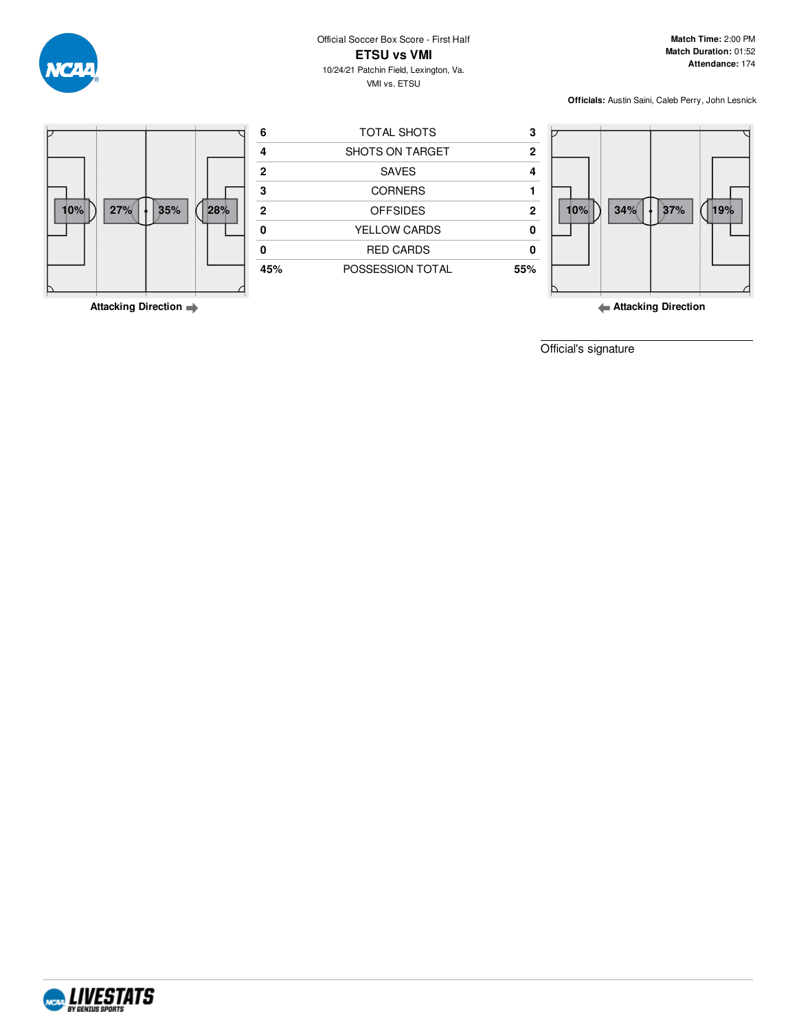Official Soccer Box Score - First Half

# ETSU vs VMI

10/24/21 Patchin Field, Lexington, Va.
VMI vs. ETSU

**Match Time:** 2:00 PM
**Match Duration:** 01:52
**Attendance:** 174

**Officials:** Austin Saini, Caleb Perry, John Lesnick

| ETSU | | VMI |
|---|---|---|
| 6 | TOTAL SHOTS | 3 |
| 4 | SHOTS ON TARGET | 2 |
| 2 | SAVES | 4 |
| 3 | CORNERS | 1 |
| 2 | OFFSIDES | 2 |
| 0 | YELLOW CARDS | 0 |
| 0 | RED CARDS | 0 |
| 45% | POSSESSION TOTAL | 55% |

ETSU field possession by zone: 10% | 27% | 35% | 28%

**Attacking Direction** →

VMI field possession by zone: 10% | 34% | 37% | 19%

← **Attacking Direction**

Official's signature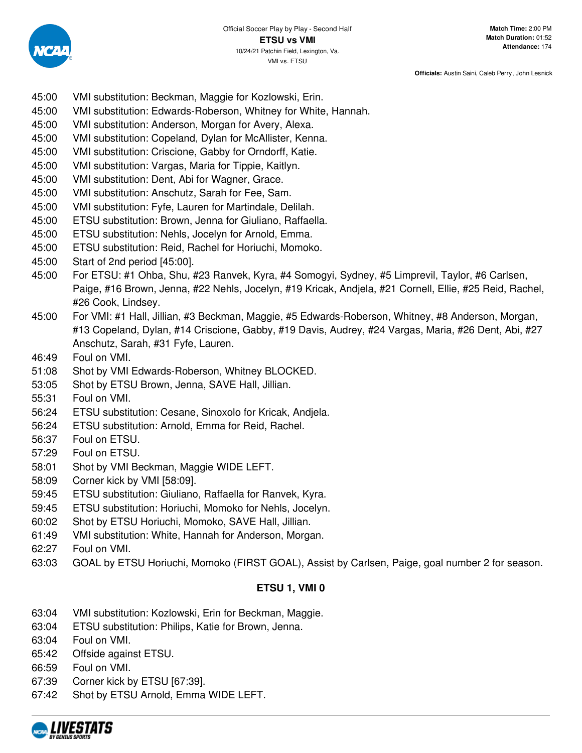Official Soccer Play by Play - Second Half

**ETSU vs VMI**

10/24/21 Patchin Field, Lexington, Va.

VMI vs. ETSU

**Match Time:** 2:00 PM
**Match Duration:** 01:52
**Attendance:** 174

**Officials:** Austin Saini, Caleb Perry, John Lesnick

45:00 VMI substitution: Beckman, Maggie for Kozlowski, Erin.
45:00 VMI substitution: Edwards-Roberson, Whitney for White, Hannah.
45:00 VMI substitution: Anderson, Morgan for Avery, Alexa.
45:00 VMI substitution: Copeland, Dylan for McAllister, Kenna.
45:00 VMI substitution: Criscione, Gabby for Orndorff, Katie.
45:00 VMI substitution: Vargas, Maria for Tippie, Kaitlyn.
45:00 VMI substitution: Dent, Abi for Wagner, Grace.
45:00 VMI substitution: Anschutz, Sarah for Fee, Sam.
45:00 VMI substitution: Fyfe, Lauren for Martindale, Delilah.
45:00 ETSU substitution: Brown, Jenna for Giuliano, Raffaella.
45:00 ETSU substitution: Nehls, Jocelyn for Arnold, Emma.
45:00 ETSU substitution: Reid, Rachel for Horiuchi, Momoko.
45:00 Start of 2nd period [45:00].
45:00 For ETSU: #1 Ohba, Shu, #23 Ranvek, Kyra, #4 Somogyi, Sydney, #5 Limprevil, Taylor, #6 Carlsen, Paige, #16 Brown, Jenna, #22 Nehls, Jocelyn, #19 Kricak, Andjela, #21 Cornell, Ellie, #25 Reid, Rachel, #26 Cook, Lindsey.
45:00 For VMI: #1 Hall, Jillian, #3 Beckman, Maggie, #5 Edwards-Roberson, Whitney, #8 Anderson, Morgan, #13 Copeland, Dylan, #14 Criscione, Gabby, #19 Davis, Audrey, #24 Vargas, Maria, #26 Dent, Abi, #27 Anschutz, Sarah, #31 Fyfe, Lauren.
46:49 Foul on VMI.
51:08 Shot by VMI Edwards-Roberson, Whitney BLOCKED.
53:05 Shot by ETSU Brown, Jenna, SAVE Hall, Jillian.
55:31 Foul on VMI.
56:24 ETSU substitution: Cesane, Sinoxolo for Kricak, Andjela.
56:24 ETSU substitution: Arnold, Emma for Reid, Rachel.
56:37 Foul on ETSU.
57:29 Foul on ETSU.
58:01 Shot by VMI Beckman, Maggie WIDE LEFT.
58:09 Corner kick by VMI [58:09].
59:45 ETSU substitution: Giuliano, Raffaella for Ranvek, Kyra.
59:45 ETSU substitution: Horiuchi, Momoko for Nehls, Jocelyn.
60:02 Shot by ETSU Horiuchi, Momoko, SAVE Hall, Jillian.
61:49 VMI substitution: White, Hannah for Anderson, Morgan.
62:27 Foul on VMI.
63:03 GOAL by ETSU Horiuchi, Momoko (FIRST GOAL), Assist by Carlsen, Paige, goal number 2 for season.

**ETSU 1, VMI 0**

63:04 VMI substitution: Kozlowski, Erin for Beckman, Maggie.
63:04 ETSU substitution: Philips, Katie for Brown, Jenna.
63:04 Foul on VMI.
65:42 Offside against ETSU.
66:59 Foul on VMI.
67:39 Corner kick by ETSU [67:39].
67:42 Shot by ETSU Arnold, Emma WIDE LEFT.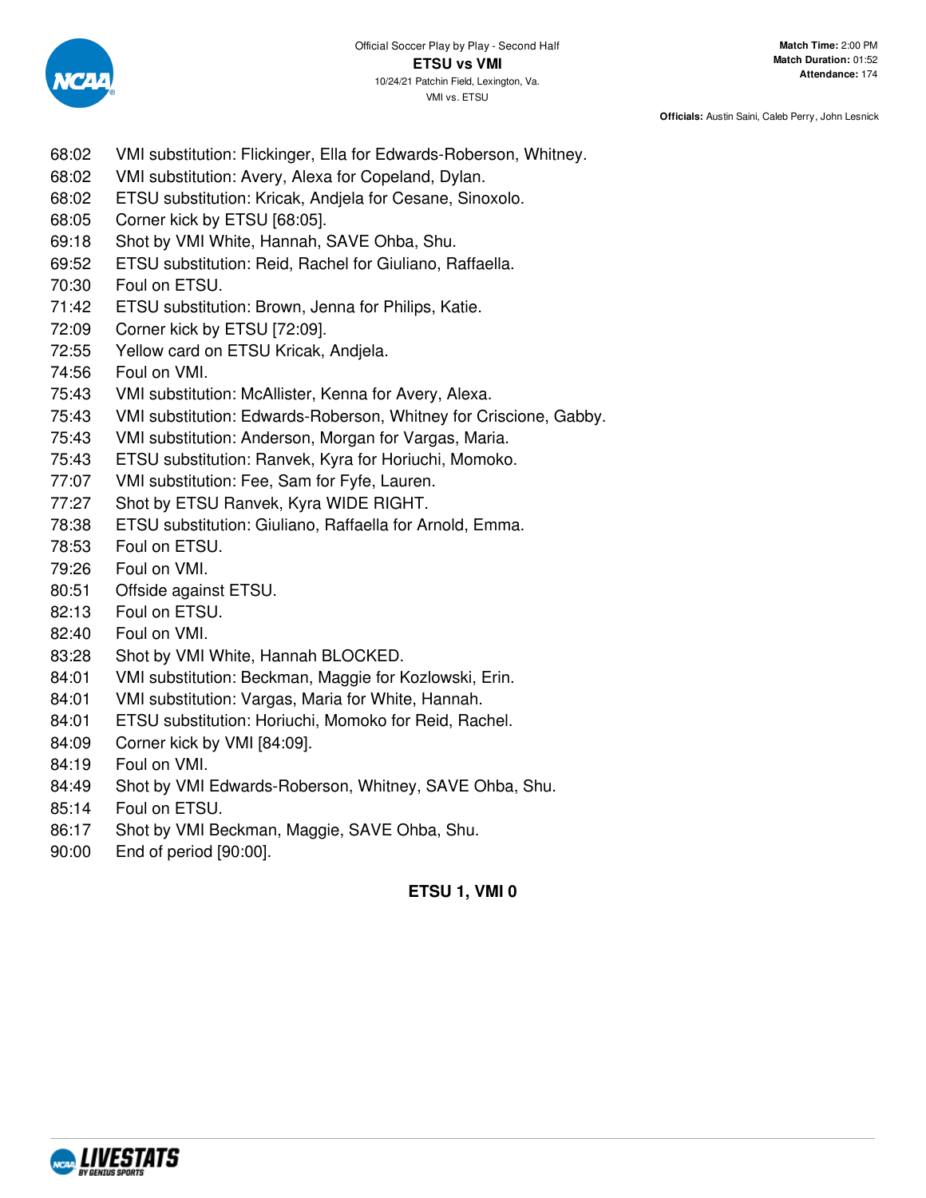Official Soccer Play by Play - Second Half

**ETSU vs VMI**

10/24/21 Patchin Field, Lexington, Va.

VMI vs. ETSU

**Match Time:** 2:00 PM
**Match Duration:** 01:52
**Attendance:** 174

**Officials:** Austin Saini, Caleb Perry, John Lesnick

| | |
|---|---|
| 68:02 | VMI substitution: Flickinger, Ella for Edwards-Roberson, Whitney. |
| 68:02 | VMI substitution: Avery, Alexa for Copeland, Dylan. |
| 68:02 | ETSU substitution: Kricak, Andjela for Cesane, Sinoxolo. |
| 68:05 | Corner kick by ETSU [68:05]. |
| 69:18 | Shot by VMI White, Hannah, SAVE Ohba, Shu. |
| 69:52 | ETSU substitution: Reid, Rachel for Giuliano, Raffaella. |
| 70:30 | Foul on ETSU. |
| 71:42 | ETSU substitution: Brown, Jenna for Philips, Katie. |
| 72:09 | Corner kick by ETSU [72:09]. |
| 72:55 | Yellow card on ETSU Kricak, Andjela. |
| 74:56 | Foul on VMI. |
| 75:43 | VMI substitution: McAllister, Kenna for Avery, Alexa. |
| 75:43 | VMI substitution: Edwards-Roberson, Whitney for Criscione, Gabby. |
| 75:43 | VMI substitution: Anderson, Morgan for Vargas, Maria. |
| 75:43 | ETSU substitution: Ranvek, Kyra for Horiuchi, Momoko. |
| 77:07 | VMI substitution: Fee, Sam for Fyfe, Lauren. |
| 77:27 | Shot by ETSU Ranvek, Kyra WIDE RIGHT. |
| 78:38 | ETSU substitution: Giuliano, Raffaella for Arnold, Emma. |
| 78:53 | Foul on ETSU. |
| 79:26 | Foul on VMI. |
| 80:51 | Offside against ETSU. |
| 82:13 | Foul on ETSU. |
| 82:40 | Foul on VMI. |
| 83:28 | Shot by VMI White, Hannah BLOCKED. |
| 84:01 | VMI substitution: Beckman, Maggie for Kozlowski, Erin. |
| 84:01 | VMI substitution: Vargas, Maria for White, Hannah. |
| 84:01 | ETSU substitution: Horiuchi, Momoko for Reid, Rachel. |
| 84:09 | Corner kick by VMI [84:09]. |
| 84:19 | Foul on VMI. |
| 84:49 | Shot by VMI Edwards-Roberson, Whitney, SAVE Ohba, Shu. |
| 85:14 | Foul on ETSU. |
| 86:17 | Shot by VMI Beckman, Maggie, SAVE Ohba, Shu. |
| 90:00 | End of period [90:00]. |

**ETSU 1, VMI 0**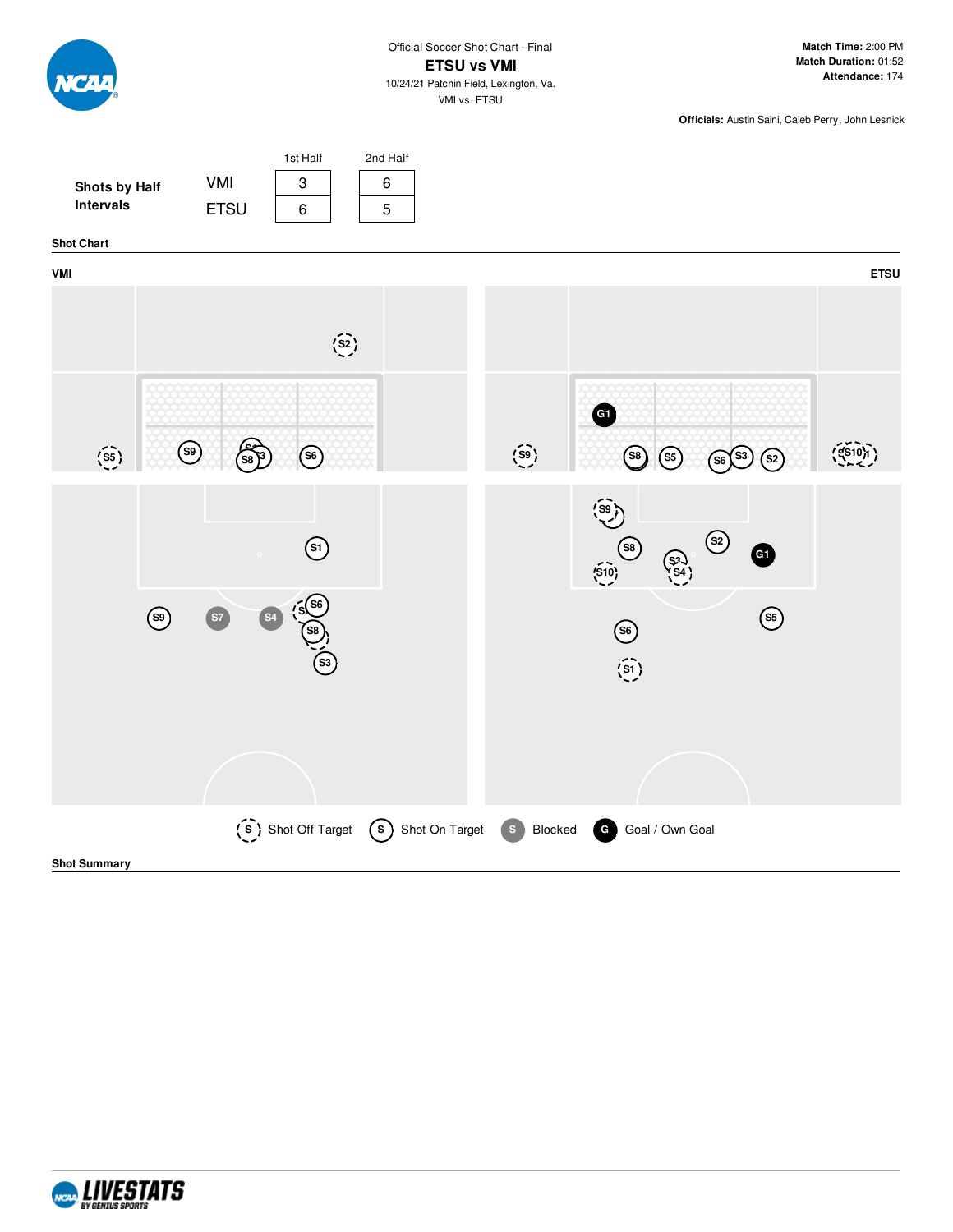Official Soccer Shot Chart - Final

# ETSU vs VMI

10/24/21 Patchin Field, Lexington, Va.

VMI vs. ETSU

**Match Time:** 2:00 PM
**Match Duration:** 01:52
**Attendance:** 174

**Officials:** Austin Saini, Caleb Perry, John Lesnick

**Shots by Half Intervals**

| | 1st Half | 2nd Half |
|---|---|---|
| VMI | 3 | 6 |
| ETSU | 6 | 5 |

**Shot Chart**

VMI

ETSU

Shot Off Target | Shot On Target | Blocked | Goal / Own Goal

**Shot Summary**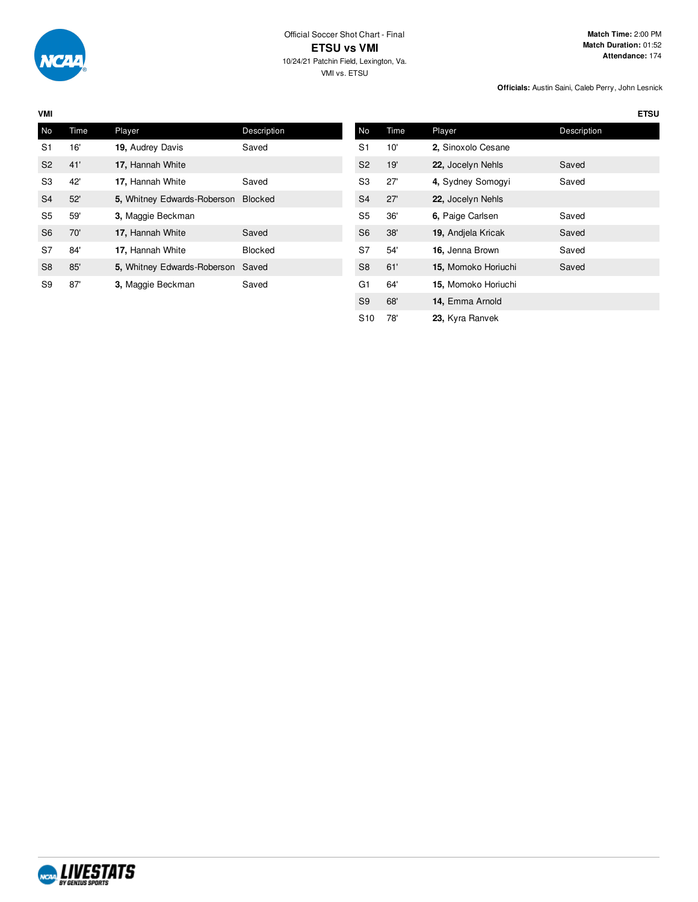Official Soccer Shot Chart - Final

# ETSU vs VMI

10/24/21 Patchin Field, Lexington, Va.

VMI vs. ETSU

**Match Time:** 2:00 PM
**Match Duration:** 01:52
**Attendance:** 174

**Officials:** Austin Saini, Caleb Perry, John Lesnick

**VMI**

| No | Time | Player | Description |
|---|---|---|---|
| S1 | 16' | **19,** Audrey Davis | Saved |
| S2 | 41' | **17,** Hannah White | |
| S3 | 42' | **17,** Hannah White | Saved |
| S4 | 52' | **5,** Whitney Edwards-Roberson | Blocked |
| S5 | 59' | **3,** Maggie Beckman | |
| S6 | 70' | **17,** Hannah White | Saved |
| S7 | 84' | **17,** Hannah White | Blocked |
| S8 | 85' | **5,** Whitney Edwards-Roberson | Saved |
| S9 | 87' | **3,** Maggie Beckman | Saved |

**ETSU**

| No | Time | Player | Description |
|---|---|---|---|
| S1 | 10' | **2,** Sinoxolo Cesane | |
| S2 | 19' | **22,** Jocelyn Nehls | Saved |
| S3 | 27' | **4,** Sydney Somogyi | Saved |
| S4 | 27' | **22,** Jocelyn Nehls | |
| S5 | 36' | **6,** Paige Carlsen | Saved |
| S6 | 38' | **19,** Andjela Kricak | Saved |
| S7 | 54' | **16,** Jenna Brown | Saved |
| S8 | 61' | **15,** Momoko Horiuchi | Saved |
| G1 | 64' | **15,** Momoko Horiuchi | |
| S9 | 68' | **14,** Emma Arnold | |
| S10 | 78' | **23,** Kyra Ranvek | |